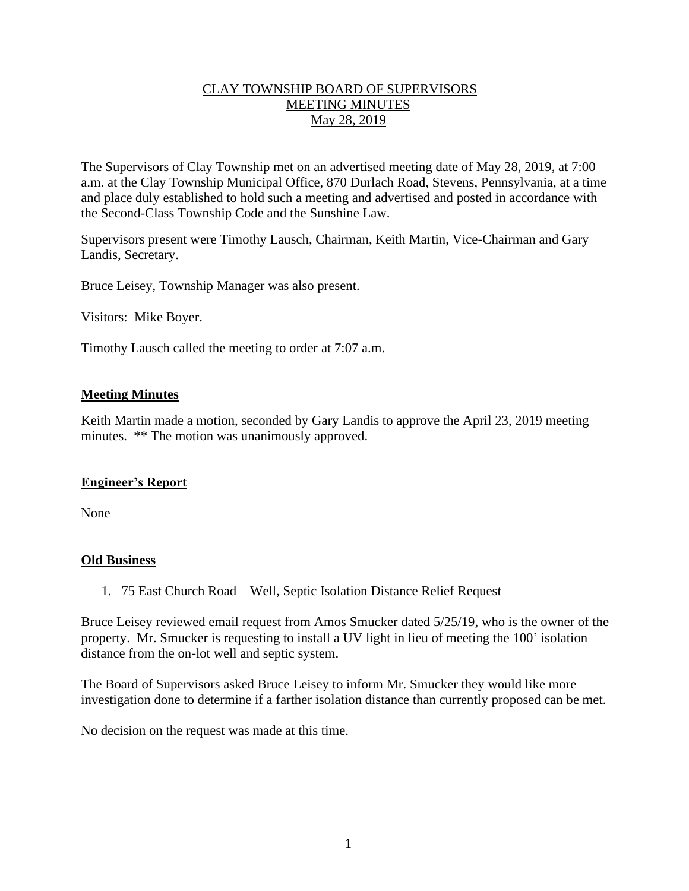# CLAY TOWNSHIP BOARD OF SUPERVISORS
## MEETING MINUTES
## May 28, 2019

The Supervisors of Clay Township met on an advertised meeting date of May 28, 2019, at 7:00 a.m. at the Clay Township Municipal Office, 870 Durlach Road, Stevens, Pennsylvania, at a time and place duly established to hold such a meeting and advertised and posted in accordance with the Second-Class Township Code and the Sunshine Law.

Supervisors present were Timothy Lausch, Chairman, Keith Martin, Vice-Chairman and Gary Landis, Secretary.

Bruce Leisey, Township Manager was also present.

Visitors: Mike Boyer.

Timothy Lausch called the meeting to order at 7:07 a.m.

### Meeting Minutes

Keith Martin made a motion, seconded by Gary Landis to approve the April 23, 2019 meeting minutes. ** The motion was unanimously approved.

### Engineer's Report

None

### Old Business

1. 75 East Church Road – Well, Septic Isolation Distance Relief Request

Bruce Leisey reviewed email request from Amos Smucker dated 5/25/19, who is the owner of the property. Mr. Smucker is requesting to install a UV light in lieu of meeting the 100' isolation distance from the on-lot well and septic system.

The Board of Supervisors asked Bruce Leisey to inform Mr. Smucker they would like more investigation done to determine if a farther isolation distance than currently proposed can be met.

No decision on the request was made at this time.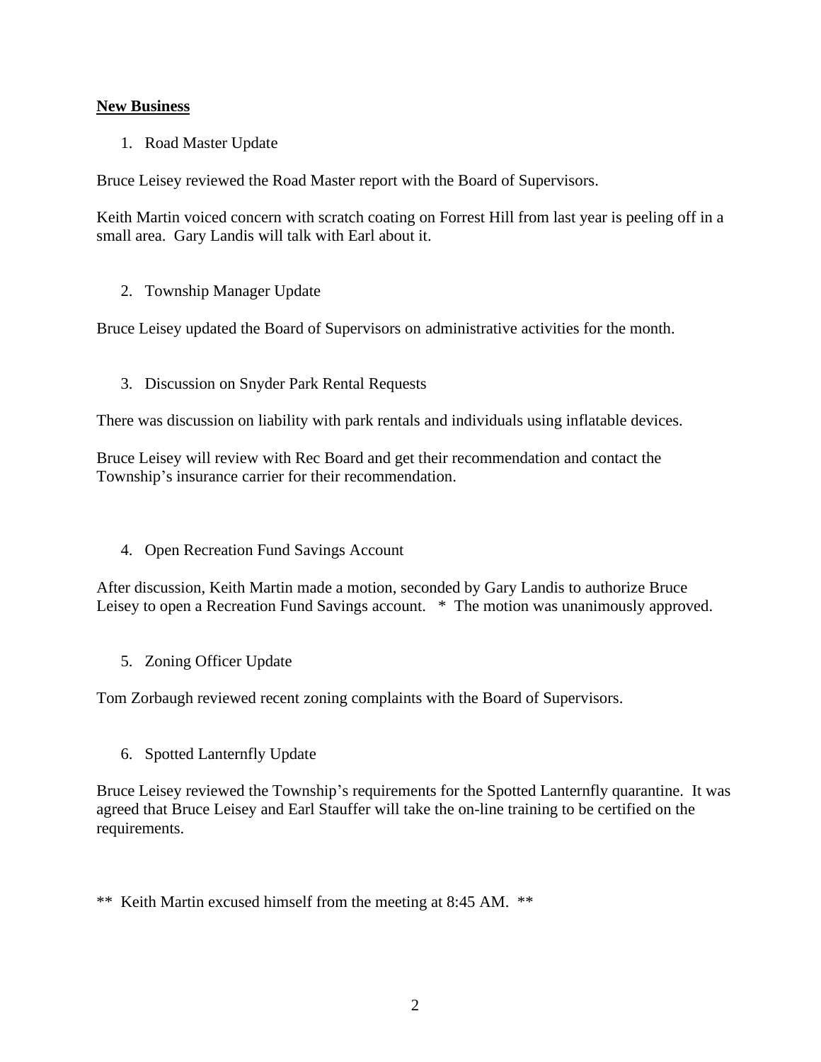**New Business**

1. Road Master Update

Bruce Leisey reviewed the Road Master report with the Board of Supervisors.

Keith Martin voiced concern with scratch coating on Forrest Hill from last year is peeling off in a small area. Gary Landis will talk with Earl about it.

2. Township Manager Update

Bruce Leisey updated the Board of Supervisors on administrative activities for the month.

3. Discussion on Snyder Park Rental Requests

There was discussion on liability with park rentals and individuals using inflatable devices.

Bruce Leisey will review with Rec Board and get their recommendation and contact the Township's insurance carrier for their recommendation.

4. Open Recreation Fund Savings Account

After discussion, Keith Martin made a motion, seconded by Gary Landis to authorize Bruce Leisey to open a Recreation Fund Savings account. * The motion was unanimously approved.

5. Zoning Officer Update

Tom Zorbaugh reviewed recent zoning complaints with the Board of Supervisors.

6. Spotted Lanternfly Update

Bruce Leisey reviewed the Township's requirements for the Spotted Lanternfly quarantine. It was agreed that Bruce Leisey and Earl Stauffer will take the on-line training to be certified on the requirements.

** Keith Martin excused himself from the meeting at 8:45 AM. **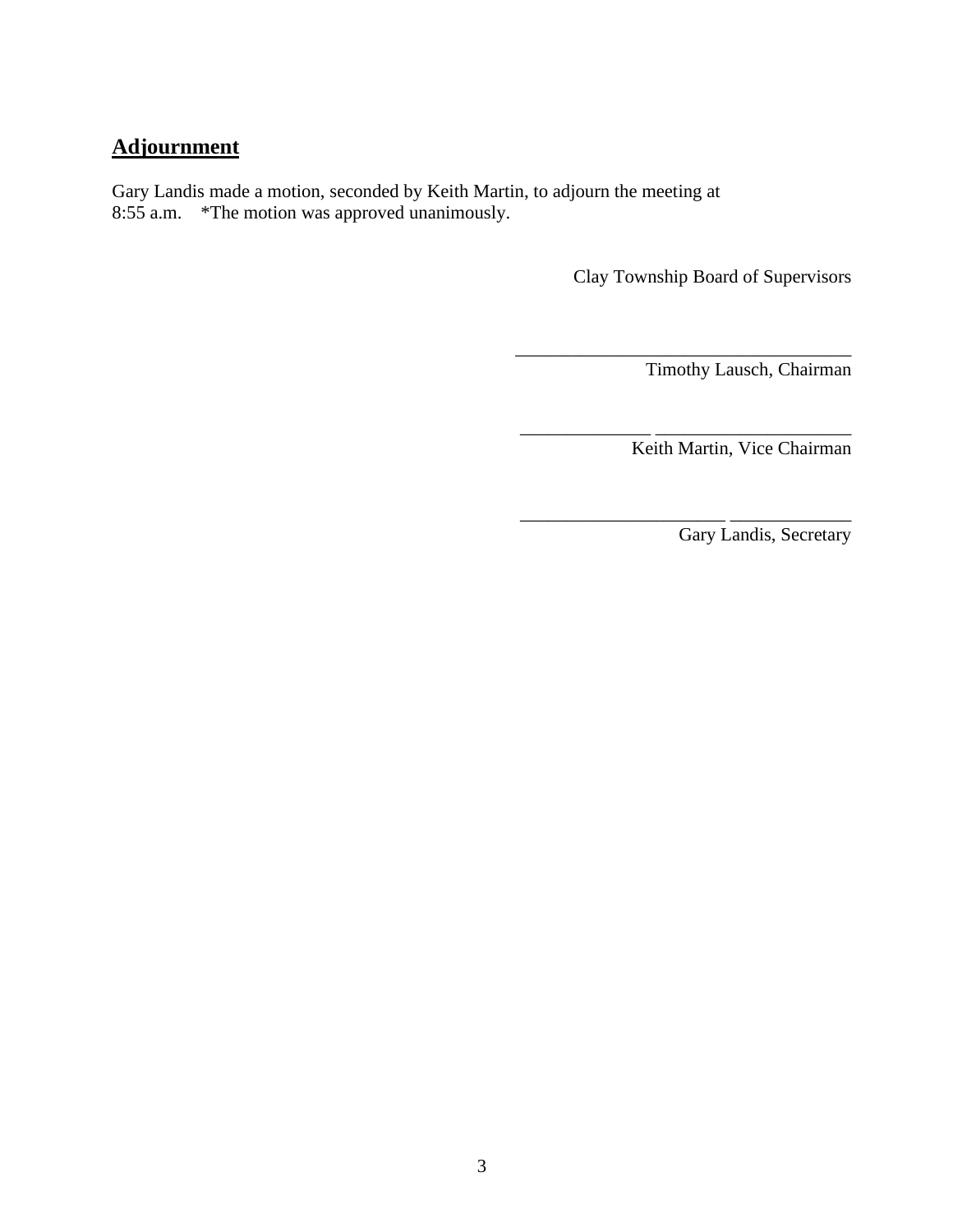## Adjournment

Gary Landis made a motion, seconded by Keith Martin, to adjourn the meeting at 8:55 a.m. *The motion was approved unanimously.

Clay Township Board of Supervisors

\_\_\_\_\_\_\_\_\_\_\_\_\_\_\_\_\_\_\_\_\_\_\_\_\_\_\_\_\_\_\_\_\_\_\_\_\_\_\_
Timothy Lausch, Chairman

\_\_\_\_\_\_\_\_\_\_\_\_\_\_\_\_\_\_\_\_\_\_\_\_\_\_\_\_\_\_\_\_\_\_\_\_\_\_\_
Keith Martin, Vice Chairman

\_\_\_\_\_\_\_\_\_\_\_\_\_\_\_\_\_\_\_\_\_\_\_\_\_\_\_\_\_\_\_\_\_\_\_\_\_\_\_
Gary Landis, Secretary